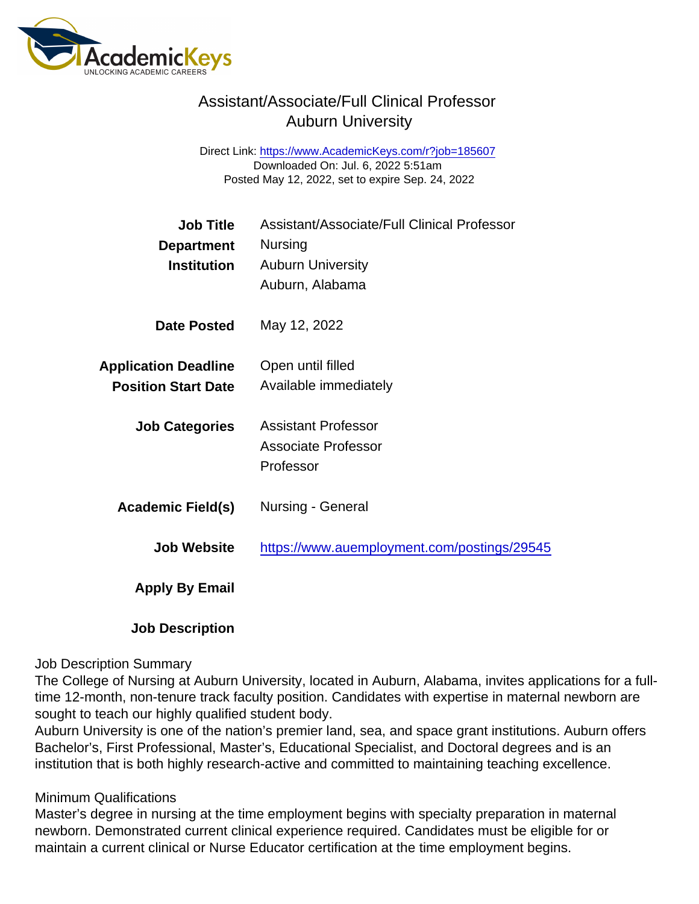# Assistant/Associate/Full Clinical Professor
## Auburn University

Direct Link: https://www.AcademicKeys.com/r?job=185607
Downloaded On: Jul. 6, 2022 5:51am
Posted May 12, 2022, set to expire Sep. 24, 2022

**Job Title** Assistant/Associate/Full Clinical Professor

**Department** Nursing

**Institution** Auburn University
Auburn, Alabama

**Date Posted** May 12, 2022

**Application Deadline** Open until filled

**Position Start Date** Available immediately

**Job Categories** Assistant Professor
Associate Professor
Professor

**Academic Field(s)** Nursing - General

**Job Website** https://www.auemployment.com/postings/29545

**Apply By Email**

**Job Description**

Job Description Summary
The College of Nursing at Auburn University, located in Auburn, Alabama, invites applications for a full-time 12-month, non-tenure track faculty position. Candidates with expertise in maternal newborn are sought to teach our highly qualified student body.
Auburn University is one of the nation's premier land, sea, and space grant institutions. Auburn offers Bachelor's, First Professional, Master's, Educational Specialist, and Doctoral degrees and is an institution that is both highly research-active and committed to maintaining teaching excellence.

Minimum Qualifications
Master's degree in nursing at the time employment begins with specialty preparation in maternal newborn. Demonstrated current clinical experience required. Candidates must be eligible for or maintain a current clinical or Nurse Educator certification at the time employment begins.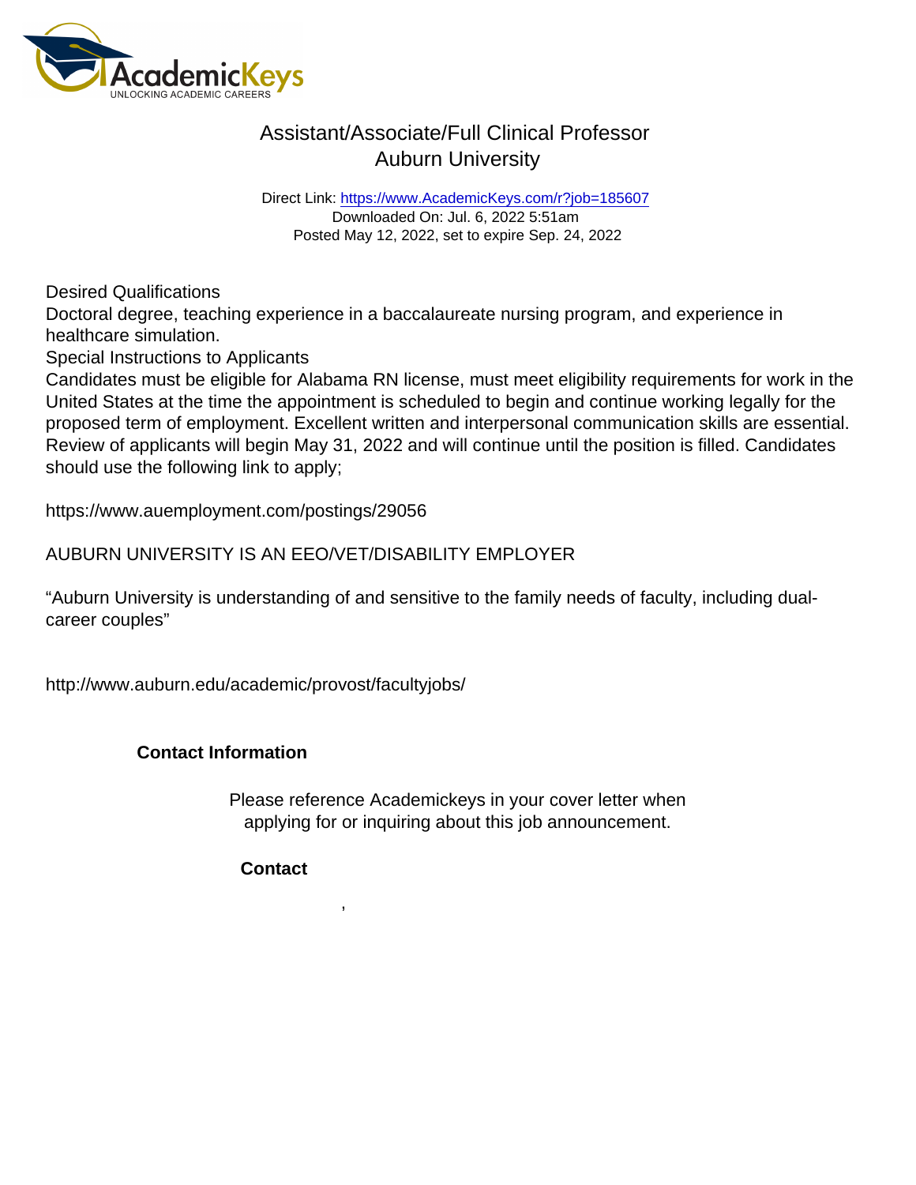# Assistant/Associate/Full Clinical Professor
## Auburn University

Direct Link: https://www.AcademicKeys.com/r?job=185607
Downloaded On: Jul. 6, 2022 5:51am
Posted May 12, 2022, set to expire Sep. 24, 2022

Desired Qualifications
Doctoral degree, teaching experience in a baccalaureate nursing program, and experience in healthcare simulation.
Special Instructions to Applicants
Candidates must be eligible for Alabama RN license, must meet eligibility requirements for work in the United States at the time the appointment is scheduled to begin and continue working legally for the proposed term of employment. Excellent written and interpersonal communication skills are essential. Review of applicants will begin May 31, 2022 and will continue until the position is filled. Candidates should use the following link to apply;

https://www.auemployment.com/postings/29056

AUBURN UNIVERSITY IS AN EEO/VET/DISABILITY EMPLOYER

"Auburn University is understanding of and sensitive to the family needs of faculty, including dual-career couples"

http://www.auburn.edu/academic/provost/facultyjobs/

**Contact Information**

Please reference Academickeys in your cover letter when applying for or inquiring about this job announcement.

**Contact**

,